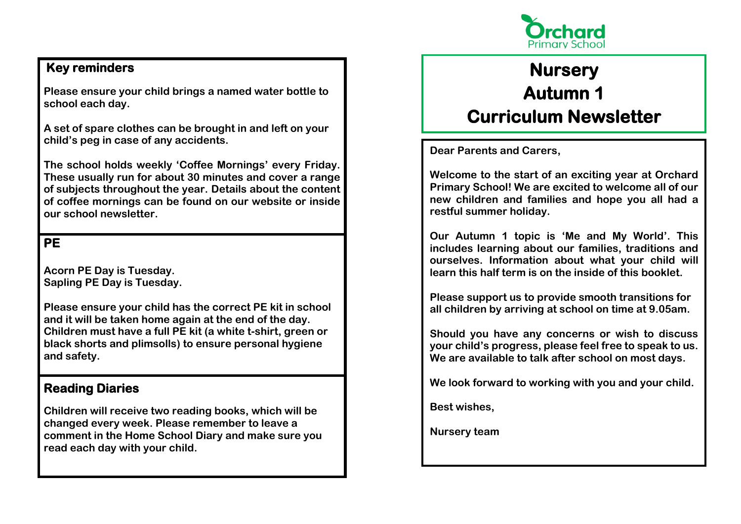## Key reminders

Please ensure your child brings a named water bottle to school each day.

A set of spare clothes can be brought in and left on your child's peg in case of any accidents.

The school holds weekly 'Coffee Mornings' every Friday. These usually run for about 30 minutes and cover a range of subjects throughout the year. Details about the content of coffee mornings can be found on our website or inside our school newsletter.

## PE

Acorn PE Day is Tuesday.
Sapling PE Day is Tuesday.

Please ensure your child has the correct PE kit in school and it will be taken home again at the end of the day. Children must have a full PE kit (a white t-shirt, green or black shorts and plimsolls) to ensure personal hygiene and safety.

## Reading Diaries

Children will receive two reading books, which will be changed every week. Please remember to leave a comment in the Home School Diary and make sure you read each day with your child.

Orchard Primary School

# Nursery
# Autumn 1
# Curriculum Newsletter

Dear Parents and Carers,

Welcome to the start of an exciting year at Orchard Primary School! We are excited to welcome all of our new children and families and hope you all had a restful summer holiday.

Our Autumn 1 topic is 'Me and My World'. This includes learning about our families, traditions and ourselves. Information about what your child will learn this half term is on the inside of this booklet.

Please support us to provide smooth transitions for all children by arriving at school on time at 9.05am.

Should you have any concerns or wish to discuss your child's progress, please feel free to speak to us. We are available to talk after school on most days.

We look forward to working with you and your child.

Best wishes,

Nursery team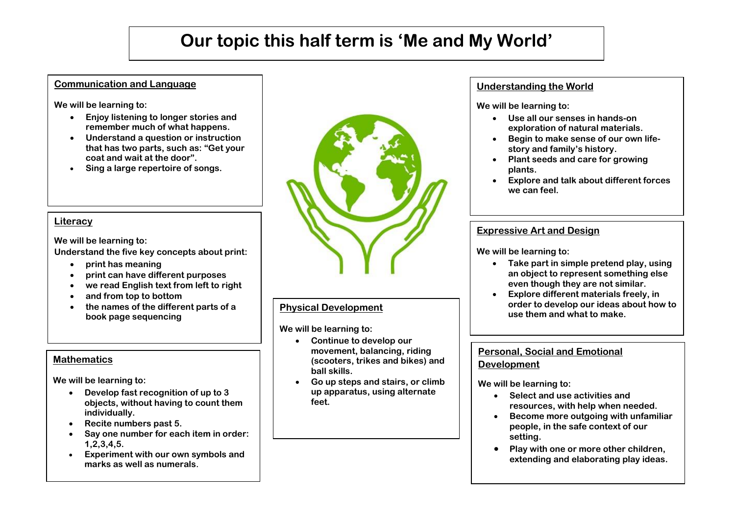# Our topic this half term is ‘Me and My World’

## Communication and Language

**We will be learning to:**

- **Enjoy listening to longer stories and remember much of what happens.**
- **Understand a question or instruction that has two parts, such as: “Get your coat and wait at the door”.**
- **Sing a large repertoire of songs.**

## Literacy

**We will be learning to:**

**Understand the five key concepts about print:**

- **print has meaning**
- **print can have different purposes**
- **we read English text from left to right**
- **and from top to bottom**
- **the names of the different parts of a book page sequencing**

## Mathematics

**We will be learning to:**

- **Develop fast recognition of up to 3 objects, without having to count them individually.**
- **Recite numbers past 5.**
- **Say one number for each item in order: 1,2,3,4,5.**
- **Experiment with our own symbols and marks as well as numerals.**

## Physical Development

**We will be learning to:**

- **Continue to develop our movement, balancing, riding (scooters, trikes and bikes) and ball skills.**
- **Go up steps and stairs, or climb up apparatus, using alternate feet.**

## Understanding the World

**We will be learning to:**

- **Use all our senses in hands-on exploration of natural materials.**
- **Begin to make sense of our own life-story and family’s history.**
- **Plant seeds and care for growing plants.**
- **Explore and talk about different forces we can feel.**

## Expressive Art and Design

**We will be learning to:**

- **Take part in simple pretend play, using an object to represent something else even though they are not similar.**
- **Explore different materials freely, in order to develop our ideas about how to use them and what to make.**

## Personal, Social and Emotional Development

**We will be learning to:**

- **Select and use activities and resources, with help when needed.**
- **Become more outgoing with unfamiliar people, in the safe context of our setting.**
- **Play with one or more other children, extending and elaborating play ideas.**